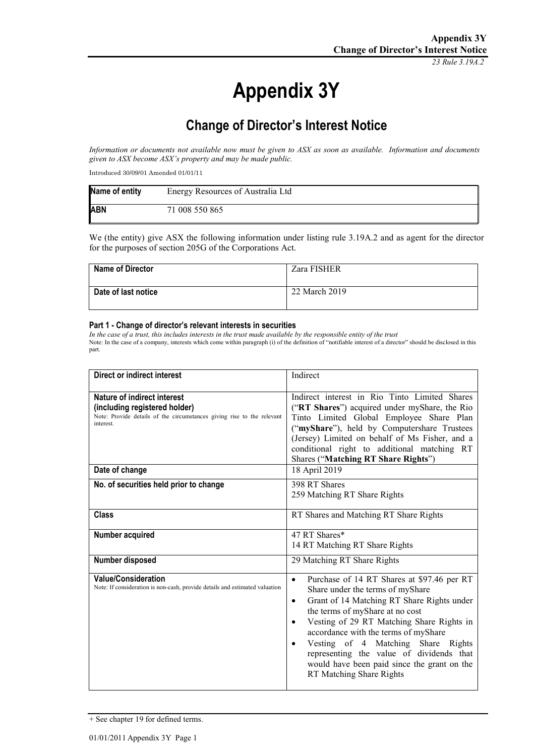# Appendix 3Y

## Change of Director's Interest Notice

*Information or documents not available now must be given to ASX as soon as available. Information and documents given to ASX become ASX's property and may be made public.*

Introduced 30/09/01 Amended 01/01/11

| **Name of entity** | Energy Resources of Australia Ltd |
|---|---|
| **ABN** | 71 008 550 865 |

We (the entity) give ASX the following information under listing rule 3.19A.2 and as agent for the director for the purposes of section 205G of the Corporations Act.

| **Name of Director** | Zara FISHER |
|---|---|
| **Date of last notice** | 22 March 2019 |

#### Part 1 - Change of director's relevant interests in securities

*In the case of a trust, this includes interests in the trust made available by the responsible entity of the trust*

Note: In the case of a company, interests which come within paragraph (i) of the definition of "notifiable interest of a director" should be disclosed in this part.

| **Direct or indirect interest** | Indirect |
|---|---|
| **Nature of indirect interest (including registered holder)**<br>Note: Provide details of the circumstances giving rise to the relevant interest. | Indirect interest in Rio Tinto Limited Shares ("**RT Shares**") acquired under myShare, the Rio Tinto Limited Global Employee Share Plan ("**myShare**"), held by Computershare Trustees (Jersey) Limited on behalf of Ms Fisher, and a conditional right to additional matching RT Shares ("**Matching RT Share Rights**") |
| **Date of change** | 18 April 2019 |
| **No. of securities held prior to change** | 398 RT Shares<br>259 Matching RT Share Rights |
| **Class** | RT Shares and Matching RT Share Rights |
| **Number acquired** | 47 RT Shares*<br>14 RT Matching RT Share Rights |
| **Number disposed** | 29 Matching RT Share Rights |
| **Value/Consideration**<br>Note: If consideration is non-cash, provide details and estimated valuation | • Purchase of 14 RT Shares at $97.46 per RT Share under the terms of myShare<br>• Grant of 14 Matching RT Share Rights under the terms of myShare at no cost<br>• Vesting of 29 RT Matching Share Rights in accordance with the terms of myShare<br>• Vesting of 4 Matching Share Rights representing the value of dividends that would have been paid since the grant on the RT Matching Share Rights |

+ See chapter 19 for defined terms.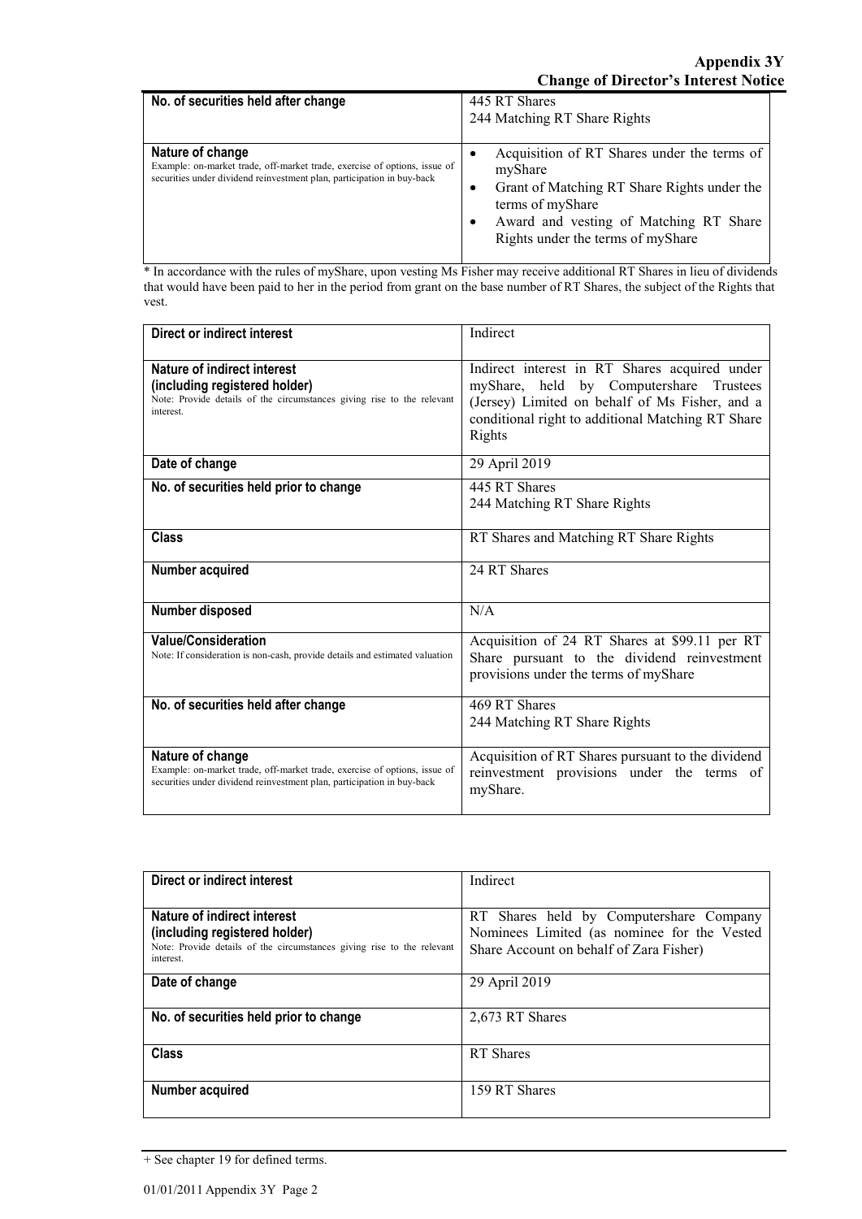| No. of securities held after change | 445 RT Shares<br>244 Matching RT Share Rights |
|---|---|
| **Nature of change**<br>Example: on-market trade, off-market trade, exercise of options, issue of securities under dividend reinvestment plan, participation in buy-back | • Acquisition of RT Shares under the terms of myShare<br>• Grant of Matching RT Share Rights under the terms of myShare<br>• Award and vesting of Matching RT Share Rights under the terms of myShare |

* In accordance with the rules of myShare, upon vesting Ms Fisher may receive additional RT Shares in lieu of dividends that would have been paid to her in the period from grant on the base number of RT Shares, the subject of the Rights that vest.

| Direct or indirect interest | Indirect |
|---|---|
| **Nature of indirect interest (including registered holder)**<br>Note: Provide details of the circumstances giving rise to the relevant interest. | Indirect interest in RT Shares acquired under myShare, held by Computershare Trustees (Jersey) Limited on behalf of Ms Fisher, and a conditional right to additional Matching RT Share Rights |
| **Date of change** | 29 April 2019 |
| **No. of securities held prior to change** | 445 RT Shares<br>244 Matching RT Share Rights |
| **Class** | RT Shares and Matching RT Share Rights |
| **Number acquired** | 24 RT Shares |
| **Number disposed** | N/A |
| **Value/Consideration**<br>Note: If consideration is non-cash, provide details and estimated valuation | Acquisition of 24 RT Shares at $99.11 per RT Share pursuant to the dividend reinvestment provisions under the terms of myShare |
| **No. of securities held after change** | 469 RT Shares<br>244 Matching RT Share Rights |
| **Nature of change**<br>Example: on-market trade, off-market trade, exercise of options, issue of securities under dividend reinvestment plan, participation in buy-back | Acquisition of RT Shares pursuant to the dividend reinvestment provisions under the terms of myShare. |

| Direct or indirect interest | Indirect |
|---|---|
| **Nature of indirect interest (including registered holder)**<br>Note: Provide details of the circumstances giving rise to the relevant interest. | RT Shares held by Computershare Company Nominees Limited (as nominee for the Vested Share Account on behalf of Zara Fisher) |
| **Date of change** | 29 April 2019 |
| **No. of securities held prior to change** | 2,673 RT Shares |
| **Class** | RT Shares |
| **Number acquired** | 159 RT Shares |

+ See chapter 19 for defined terms.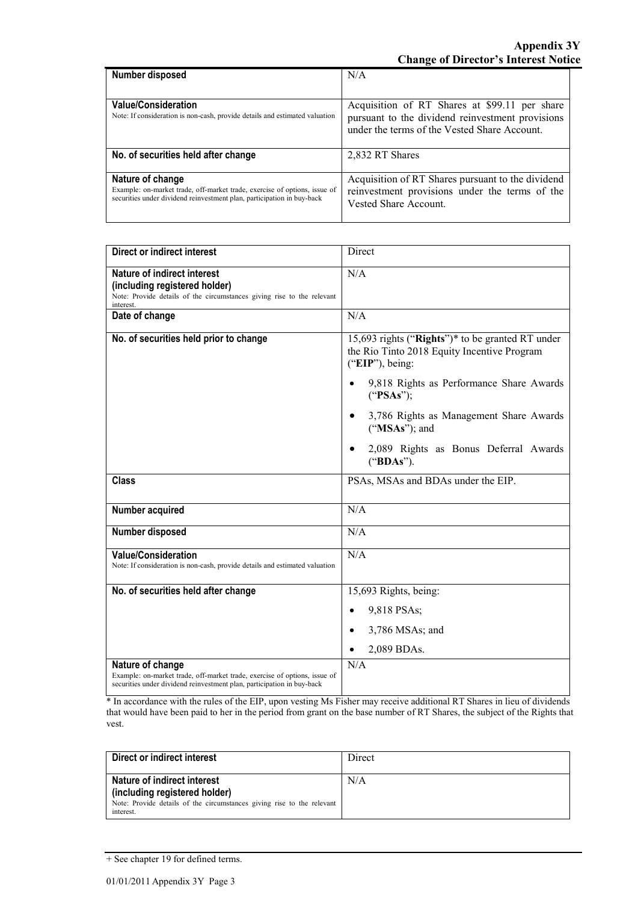| | |
|---|---|
| **Number disposed** | N/A |
| **Value/Consideration**<br>Note: If consideration is non-cash, provide details and estimated valuation | Acquisition of RT Shares at $99.11 per share pursuant to the dividend reinvestment provisions under the terms of the Vested Share Account. |
| **No. of securities held after change** | 2,832 RT Shares |
| **Nature of change**<br>Example: on-market trade, off-market trade, exercise of options, issue of securities under dividend reinvestment plan, participation in buy-back | Acquisition of RT Shares pursuant to the dividend reinvestment provisions under the terms of the Vested Share Account. |

| | |
|---|---|
| **Direct or indirect interest** | Direct |
| **Nature of indirect interest (including registered holder)**<br>Note: Provide details of the circumstances giving rise to the relevant interest. | N/A |
| **Date of change** | N/A |
| **No. of securities held prior to change** | 15,693 rights ("**Rights**")* to be granted RT under the Rio Tinto 2018 Equity Incentive Program ("**EIP**"), being:<br>• 9,818 Rights as Performance Share Awards ("**PSAs**");<br>• 3,786 Rights as Management Share Awards ("**MSAs**"); and<br>• 2,089 Rights as Bonus Deferral Awards ("**BDAs**"). |
| **Class** | PSAs, MSAs and BDAs under the EIP. |
| **Number acquired** | N/A |
| **Number disposed** | N/A |
| **Value/Consideration**<br>Note: If consideration is non-cash, provide details and estimated valuation | N/A |
| **No. of securities held after change** | 15,693 Rights, being:<br>• 9,818 PSAs;<br>• 3,786 MSAs; and<br>• 2,089 BDAs. |
| **Nature of change**<br>Example: on-market trade, off-market trade, exercise of options, issue of securities under dividend reinvestment plan, participation in buy-back | N/A |

* In accordance with the rules of the EIP, upon vesting Ms Fisher may receive additional RT Shares in lieu of dividends that would have been paid to her in the period from grant on the base number of RT Shares, the subject of the Rights that vest.

| | |
|---|---|
| **Direct or indirect interest** | Direct |
| **Nature of indirect interest (including registered holder)**<br>Note: Provide details of the circumstances giving rise to the relevant interest. | N/A |

+ See chapter 19 for defined terms.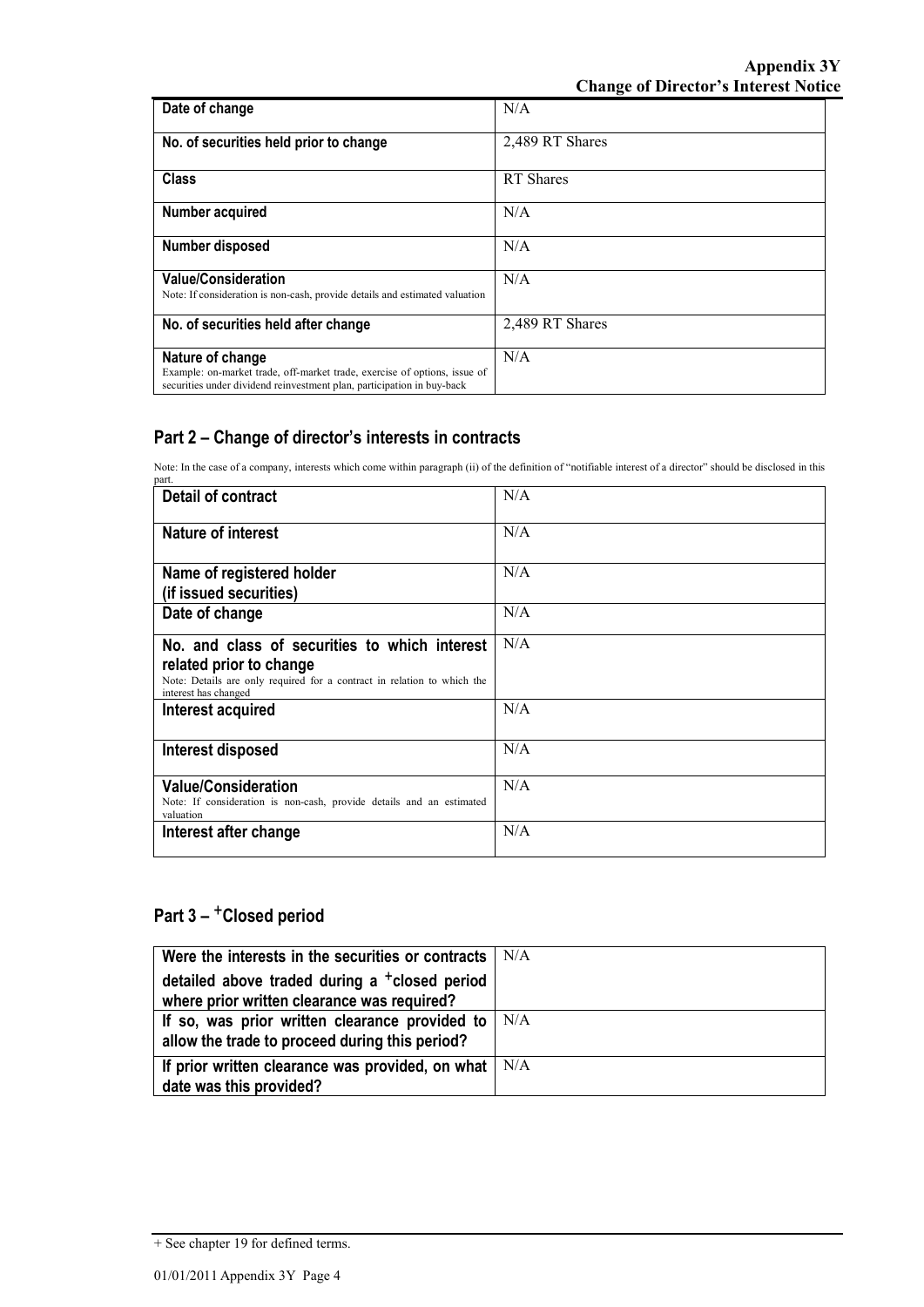| | |
|---|---|
| **Date of change** | N/A |
| **No. of securities held prior to change** | 2,489 RT Shares |
| **Class** | RT Shares |
| **Number acquired** | N/A |
| **Number disposed** | N/A |
| **Value/Consideration**<br>Note: If consideration is non-cash, provide details and estimated valuation | N/A |
| **No. of securities held after change** | 2,489 RT Shares |
| **Nature of change**<br>Example: on-market trade, off-market trade, exercise of options, issue of securities under dividend reinvestment plan, participation in buy-back | N/A |

## Part 2 – Change of director's interests in contracts

Note: In the case of a company, interests which come within paragraph (ii) of the definition of "notifiable interest of a director" should be disclosed in this part.

| | |
|---|---|
| **Detail of contract** | N/A |
| **Nature of interest** | N/A |
| **Name of registered holder (if issued securities)** | N/A |
| **Date of change** | N/A |
| **No. and class of securities to which interest related prior to change**<br>Note: Details are only required for a contract in relation to which the interest has changed | N/A |
| **Interest acquired** | N/A |
| **Interest disposed** | N/A |
| **Value/Consideration**<br>Note: If consideration is non-cash, provide details and an estimated valuation | N/A |
| **Interest after change** | N/A |

## Part 3 – +Closed period

| | |
|---|---|
| **Were the interests in the securities or contracts detailed above traded during a +closed period where prior written clearance was required?** | N/A |
| **If so, was prior written clearance provided to allow the trade to proceed during this period?** | N/A |
| **If prior written clearance was provided, on what date was this provided?** | N/A |

+ See chapter 19 for defined terms.